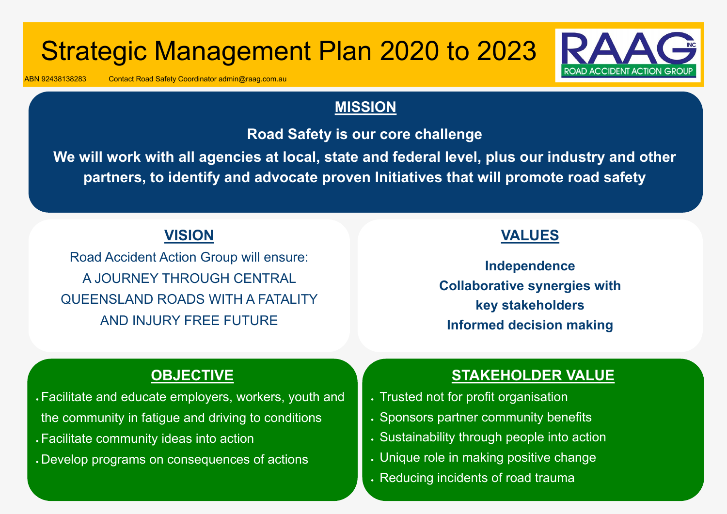# Strategic Management Plan 2020 to 2023

RAAG INC
ROAD ACCIDENT ACTION GROUP

ABN 92438138283 Contact Road Safety Coordinator admin@raag.com.au

## MISSION

**Road Safety is our core challenge**

**We will work with all agencies at local, state and federal level, plus our industry and other partners, to identify and advocate proven Initiatives that will promote road safety**

## VISION

Road Accident Action Group will ensure:

A JOURNEY THROUGH CENTRAL QUEENSLAND ROADS WITH A FATALITY AND INJURY FREE FUTURE

## VALUES

**Independence**

**Collaborative synergies with key stakeholders**

**Informed decision making**

## OBJECTIVE

- Facilitate and educate employers, workers, youth and the community in fatigue and driving to conditions
- Facilitate community ideas into action
- Develop programs on consequences of actions

## STAKEHOLDER VALUE

- Trusted not for profit organisation
- Sponsors partner community benefits
- Sustainability through people into action
- Unique role in making positive change
- Reducing incidents of road trauma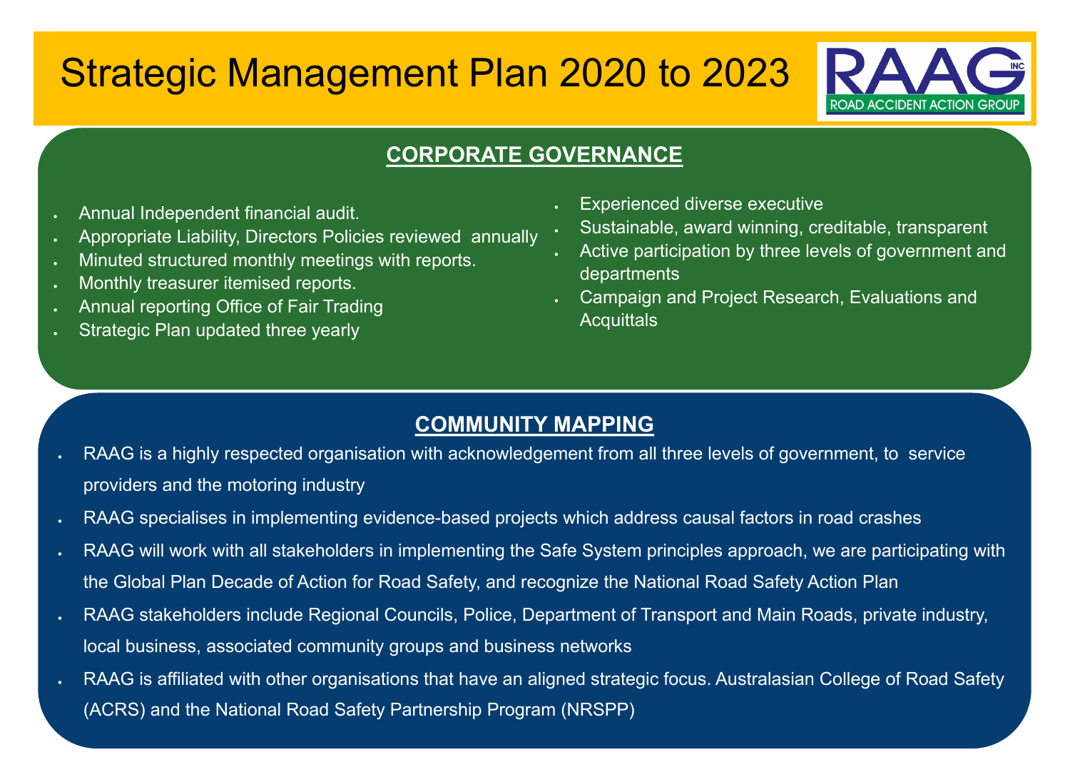# Strategic Management Plan 2020 to 2023

RAAG INC
ROAD ACCIDENT ACTION GROUP

## CORPORATE GOVERNANCE

- Annual Independent financial audit.
- Appropriate Liability, Directors Policies reviewed annually
- Minuted structured monthly meetings with reports.
- Monthly treasurer itemised reports.
- Annual reporting Office of Fair Trading
- Strategic Plan updated three yearly
- Experienced diverse executive
- Sustainable, award winning, creditable, transparent
- Active participation by three levels of government and departments
- Campaign and Project Research, Evaluations and Acquittals

## COMMUNITY MAPPING

- RAAG is a highly respected organisation with acknowledgement from all three levels of government, to service providers and the motoring industry
- RAAG specialises in implementing evidence-based projects which address causal factors in road crashes
- RAAG will work with all stakeholders in implementing the Safe System principles approach, we are participating with the Global Plan Decade of Action for Road Safety, and recognize the National Road Safety Action Plan
- RAAG stakeholders include Regional Councils, Police, Department of Transport and Main Roads, private industry, local business, associated community groups and business networks
- RAAG is affiliated with other organisations that have an aligned strategic focus. Australasian College of Road Safety (ACRS) and the National Road Safety Partnership Program (NRSPP)